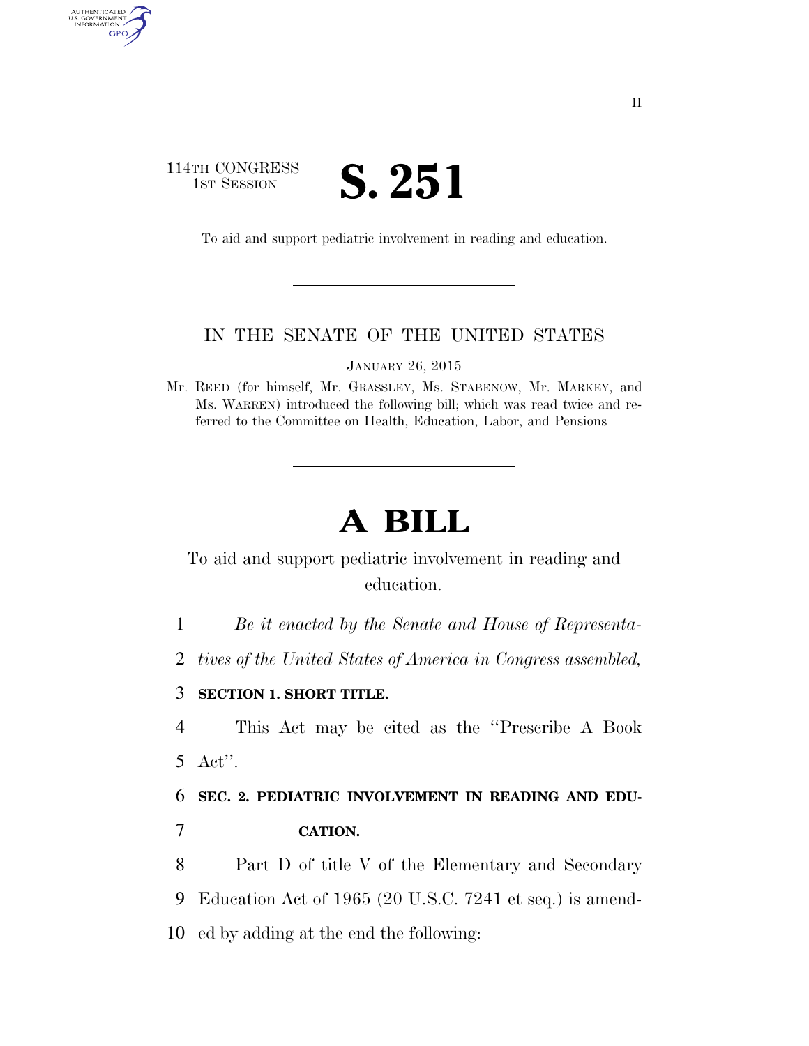114TH CONGRESS
1ST SESSION

# S. 251

To aid and support pediatric involvement in reading and education.

---

IN THE SENATE OF THE UNITED STATES

JANUARY 26, 2015

Mr. REED (for himself, Mr. GRASSLEY, Ms. STABENOW, Mr. MARKEY, and Ms. WARREN) introduced the following bill; which was read twice and referred to the Committee on Health, Education, Labor, and Pensions

---

# A BILL

To aid and support pediatric involvement in reading and education.

*Be it enacted by the Senate and House of Representatives of the United States of America in Congress assembled,*

**SECTION 1. SHORT TITLE.**

This Act may be cited as the ''Prescribe A Book Act''.

**SEC. 2. PEDIATRIC INVOLVEMENT IN READING AND EDUCATION.**

Part D of title V of the Elementary and Secondary Education Act of 1965 (20 U.S.C. 7241 et seq.) is amended by adding at the end the following: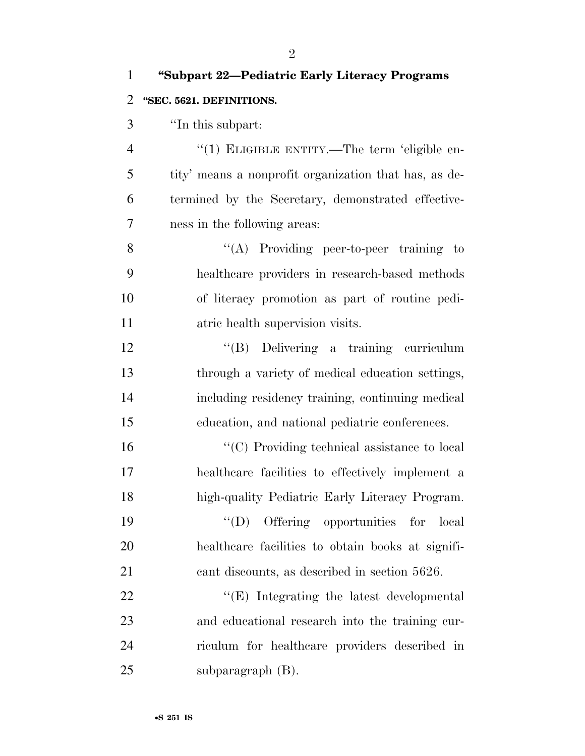**"Subpart 22—Pediatric Early Literacy Programs**

**"SEC. 5621. DEFINITIONS.**

"In this subpart:

"(1) ELIGIBLE ENTITY.—The term 'eligible entity' means a nonprofit organization that has, as determined by the Secretary, demonstrated effectiveness in the following areas:

"(A) Providing peer-to-peer training to healthcare providers in research-based methods of literacy promotion as part of routine pediatric health supervision visits.

"(B) Delivering a training curriculum through a variety of medical education settings, including residency training, continuing medical education, and national pediatric conferences.

"(C) Providing technical assistance to local healthcare facilities to effectively implement a high-quality Pediatric Early Literacy Program.

"(D) Offering opportunities for local healthcare facilities to obtain books at significant discounts, as described in section 5626.

"(E) Integrating the latest developmental and educational research into the training curriculum for healthcare providers described in subparagraph (B).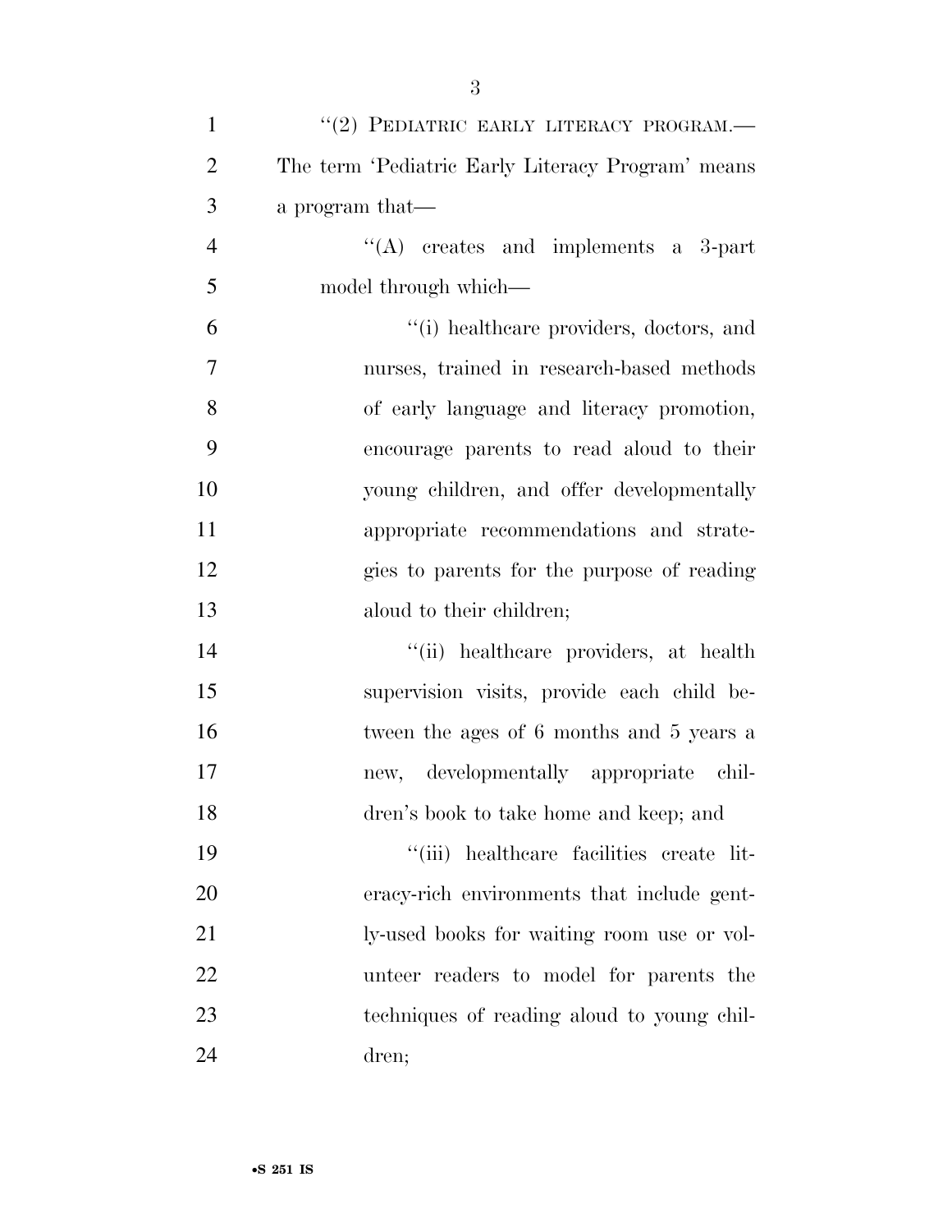"(2) PEDIATRIC EARLY LITERACY PROGRAM.—The term 'Pediatric Early Literacy Program' means a program that—

"(A) creates and implements a 3-part model through which—

"(i) healthcare providers, doctors, and nurses, trained in research-based methods of early language and literacy promotion, encourage parents to read aloud to their young children, and offer developmentally appropriate recommendations and strategies to parents for the purpose of reading aloud to their children;

"(ii) healthcare providers, at health supervision visits, provide each child between the ages of 6 months and 5 years a new, developmentally appropriate children's book to take home and keep; and

"(iii) healthcare facilities create literacy-rich environments that include gently-used books for waiting room use or volunteer readers to model for parents the techniques of reading aloud to young children;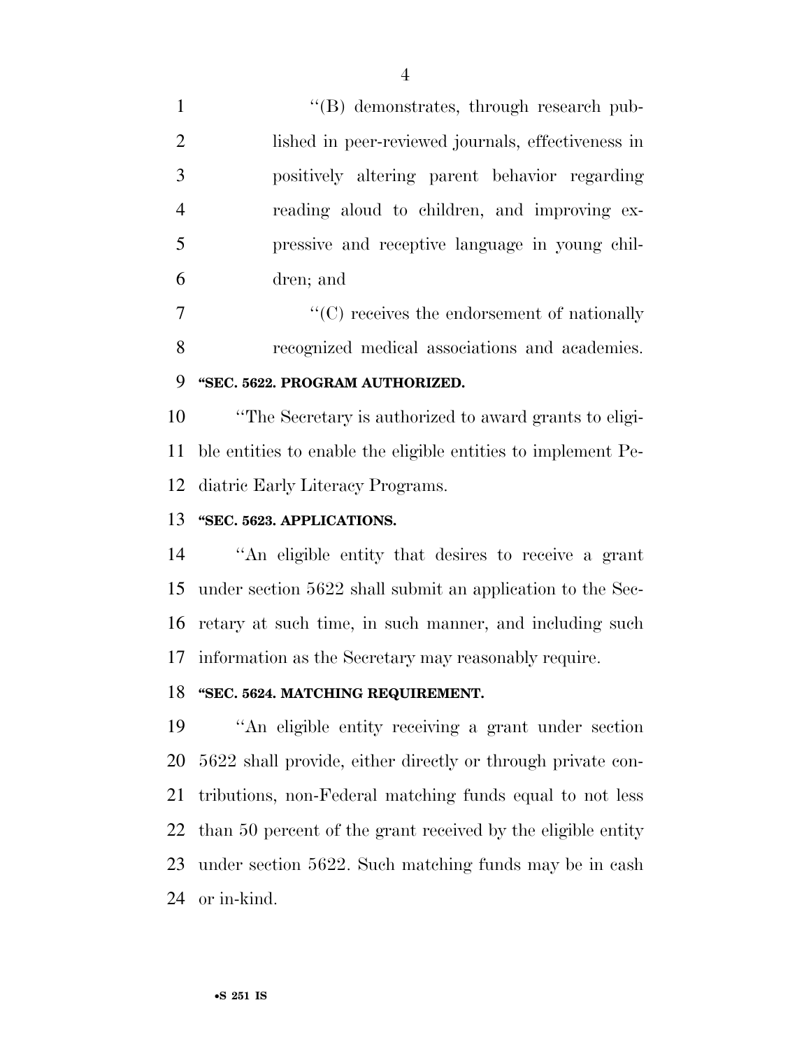''(B) demonstrates, through research published in peer-reviewed journals, effectiveness in positively altering parent behavior regarding reading aloud to children, and improving expressive and receptive language in young children; and

''(C) receives the endorsement of nationally recognized medical associations and academies.

**''SEC. 5622. PROGRAM AUTHORIZED.**

''The Secretary is authorized to award grants to eligible entities to enable the eligible entities to implement Pediatric Early Literacy Programs.

**''SEC. 5623. APPLICATIONS.**

''An eligible entity that desires to receive a grant under section 5622 shall submit an application to the Secretary at such time, in such manner, and including such information as the Secretary may reasonably require.

**''SEC. 5624. MATCHING REQUIREMENT.**

''An eligible entity receiving a grant under section 5622 shall provide, either directly or through private contributions, non-Federal matching funds equal to not less than 50 percent of the grant received by the eligible entity under section 5622. Such matching funds may be in cash or in-kind.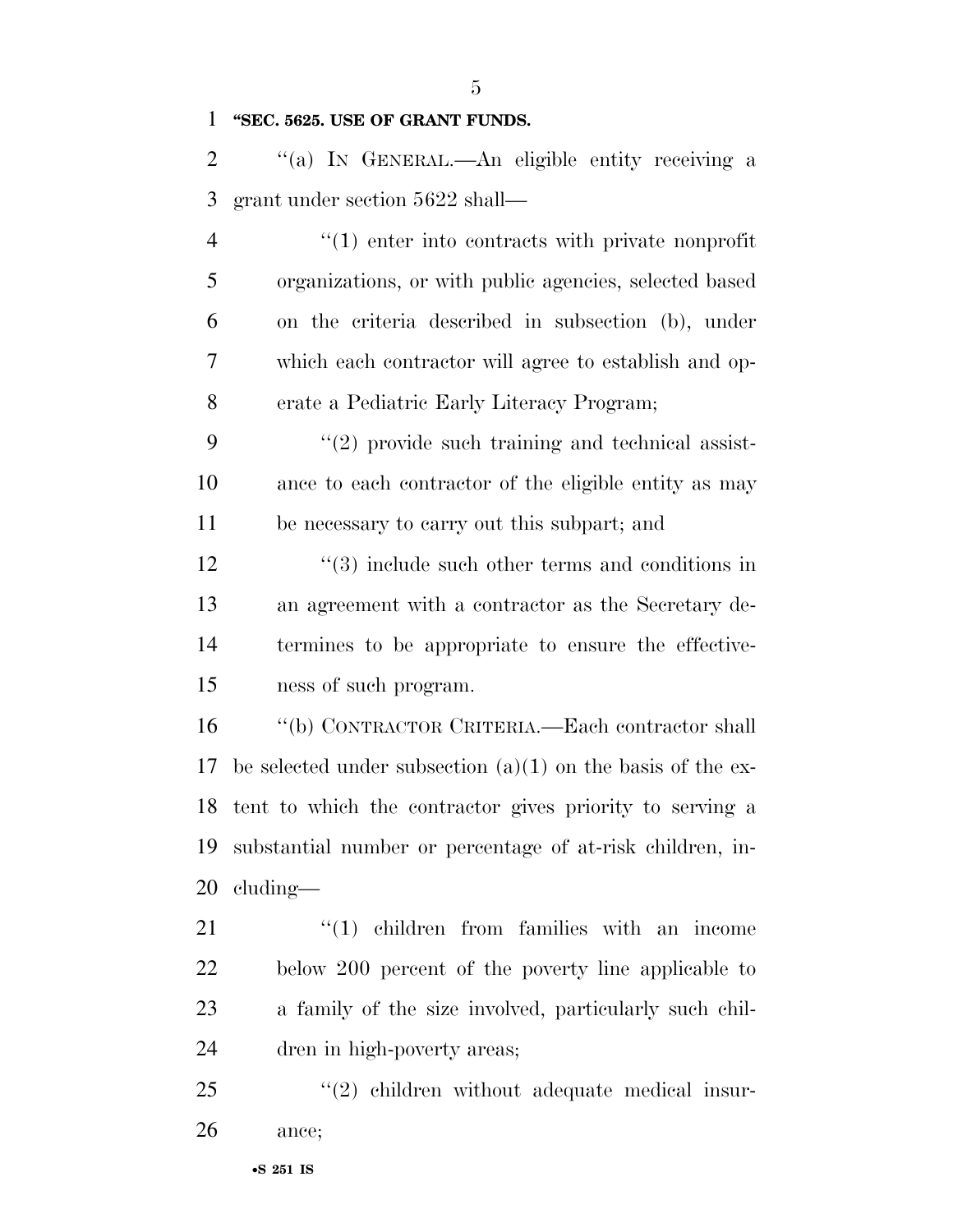**"SEC. 5625. USE OF GRANT FUNDS.**

"(a) IN GENERAL.—An eligible entity receiving a grant under section 5622 shall—

"(1) enter into contracts with private nonprofit organizations, or with public agencies, selected based on the criteria described in subsection (b), under which each contractor will agree to establish and operate a Pediatric Early Literacy Program;

"(2) provide such training and technical assistance to each contractor of the eligible entity as may be necessary to carry out this subpart; and

"(3) include such other terms and conditions in an agreement with a contractor as the Secretary determines to be appropriate to ensure the effectiveness of such program.

"(b) CONTRACTOR CRITERIA.—Each contractor shall be selected under subsection (a)(1) on the basis of the extent to which the contractor gives priority to serving a substantial number or percentage of at-risk children, including—

"(1) children from families with an income below 200 percent of the poverty line applicable to a family of the size involved, particularly such children in high-poverty areas;

"(2) children without adequate medical insurance;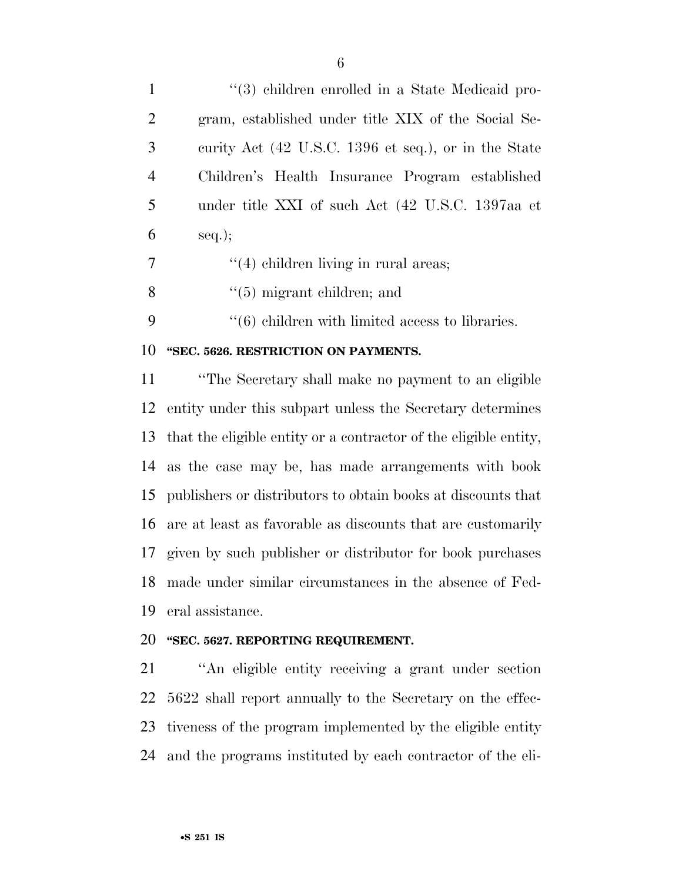"(3) children enrolled in a State Medicaid program, established under title XIX of the Social Security Act (42 U.S.C. 1396 et seq.), or in the State Children's Health Insurance Program established under title XXI of such Act (42 U.S.C. 1397aa et seq.);

"(4) children living in rural areas;

"(5) migrant children; and

"(6) children with limited access to libraries.

**"SEC. 5626. RESTRICTION ON PAYMENTS.**

"The Secretary shall make no payment to an eligible entity under this subpart unless the Secretary determines that the eligible entity or a contractor of the eligible entity, as the case may be, has made arrangements with book publishers or distributors to obtain books at discounts that are at least as favorable as discounts that are customarily given by such publisher or distributor for book purchases made under similar circumstances in the absence of Federal assistance.

**"SEC. 5627. REPORTING REQUIREMENT.**

"An eligible entity receiving a grant under section 5622 shall report annually to the Secretary on the effectiveness of the program implemented by the eligible entity and the programs instituted by each contractor of the eli-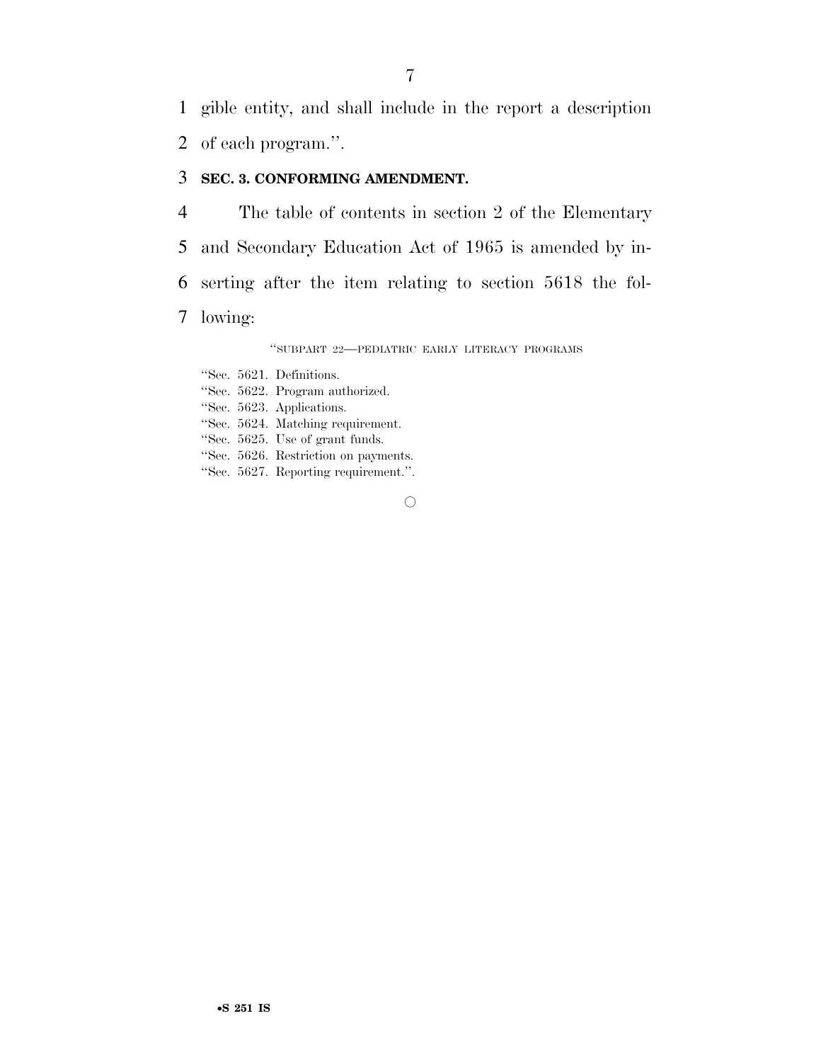gible entity, and shall include in the report a description of each program.''.

### SEC. 3. CONFORMING AMENDMENT.

The table of contents in section 2 of the Elementary and Secondary Education Act of 1965 is amended by inserting after the item relating to section 5618 the following:

"SUBPART 22—PEDIATRIC EARLY LITERACY PROGRAMS

"Sec. 5621. Definitions.
"Sec. 5622. Program authorized.
"Sec. 5623. Applications.
"Sec. 5624. Matching requirement.
"Sec. 5625. Use of grant funds.
"Sec. 5626. Restriction on payments.
"Sec. 5627. Reporting requirement.''.